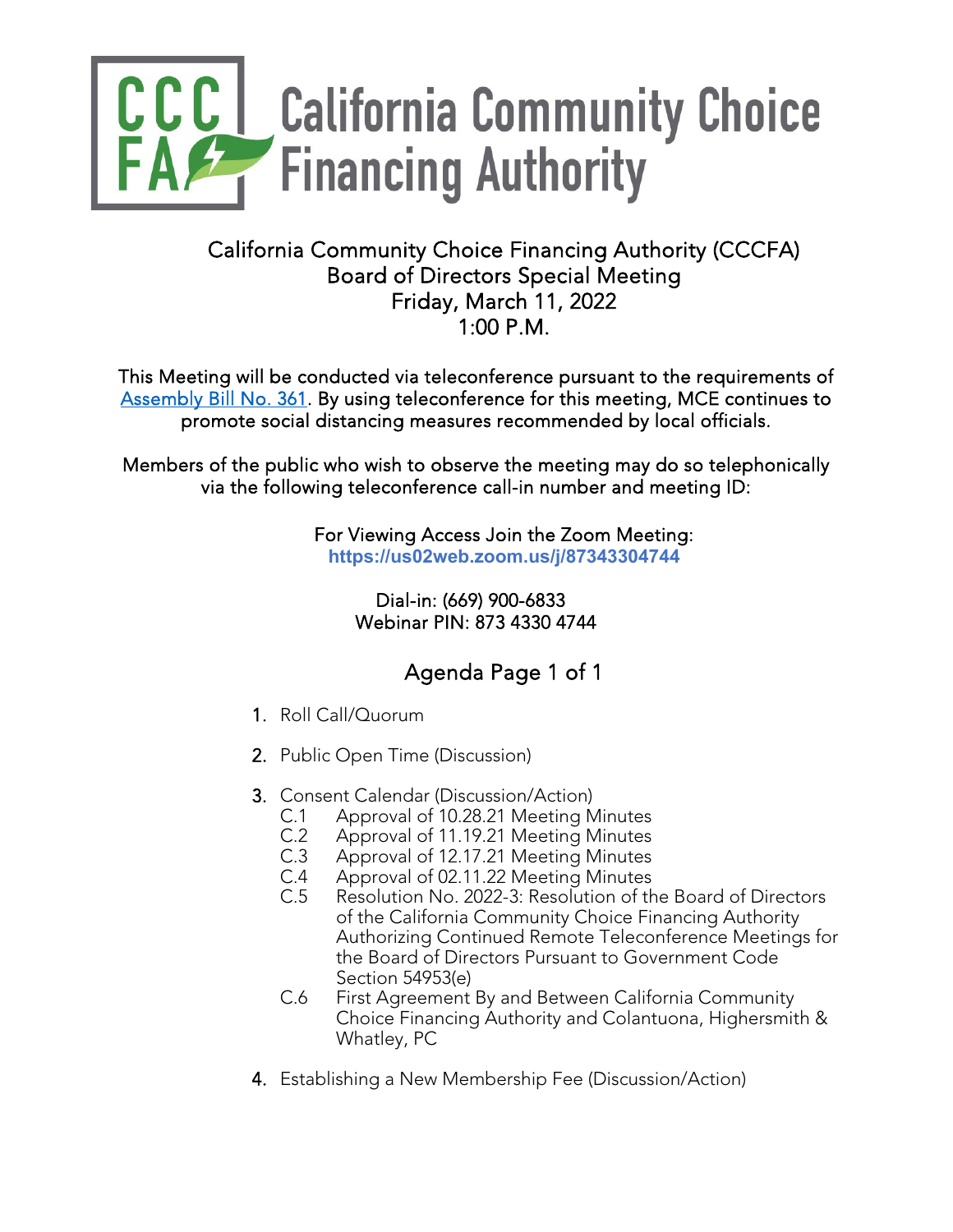# California Community Choice Financing Authority

California Community Choice Financing Authority (CCCFA)
Board of Directors Special Meeting
Friday, March 11, 2022
1:00 P.M.

This Meeting will be conducted via teleconference pursuant to the requirements of [Assembly Bill No. 361](). By using teleconference for this meeting, MCE continues to promote social distancing measures recommended by local officials.

Members of the public who wish to observe the meeting may do so telephonically via the following teleconference call-in number and meeting ID:

For Viewing Access Join the Zoom Meeting:
**https://us02web.zoom.us/j/87343304744**

Dial-in: (669) 900-6833
Webinar PIN: 873 4330 4744

## Agenda Page 1 of 1

1. Roll Call/Quorum

2. Public Open Time (Discussion)

3. Consent Calendar (Discussion/Action)
   - C.1 Approval of 10.28.21 Meeting Minutes
   - C.2 Approval of 11.19.21 Meeting Minutes
   - C.3 Approval of 12.17.21 Meeting Minutes
   - C.4 Approval of 02.11.22 Meeting Minutes
   - C.5 Resolution No. 2022-3: Resolution of the Board of Directors of the California Community Choice Financing Authority Authorizing Continued Remote Teleconference Meetings for the Board of Directors Pursuant to Government Code Section 54953(e)
   - C.6 First Agreement By and Between California Community Choice Financing Authority and Colantuona, Highersmith & Whatley, PC

4. Establishing a New Membership Fee (Discussion/Action)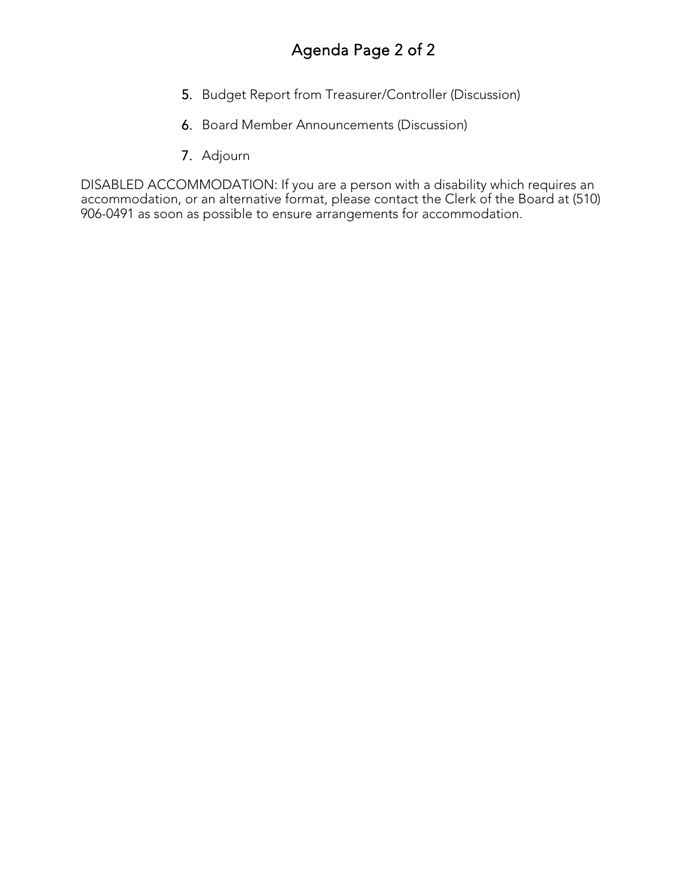5. Budget Report from Treasurer/Controller (Discussion)

6. Board Member Announcements (Discussion)

7. Adjourn

DISABLED ACCOMMODATION: If you are a person with a disability which requires an accommodation, or an alternative format, please contact the Clerk of the Board at (510) 906-0491 as soon as possible to ensure arrangements for accommodation.